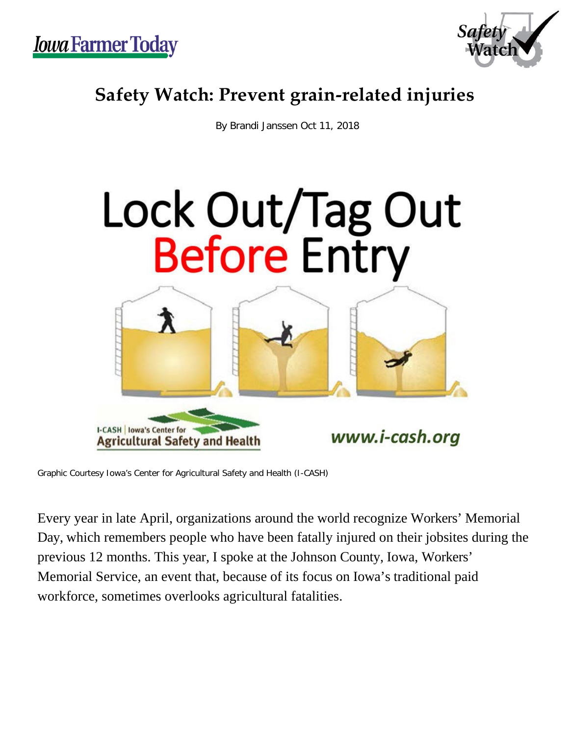# Safety Watch: Prevent grain-related injuries

By Brandi Janssen Oct 11, 2018

Graphic Courtesy Iowa's Center for Agricultural Safety and Health (I-CASH)

Every year in late April, organizations around the world recognize Workers' Memorial Day, which remembers people who have been fatally injured on their jobsites during the previous 12 months. This year, I spoke at the Johnson County, Iowa, Workers' Memorial Service, an event that, because of its focus on Iowa's traditional paid workforce, sometimes overlooks agricultural fatalities.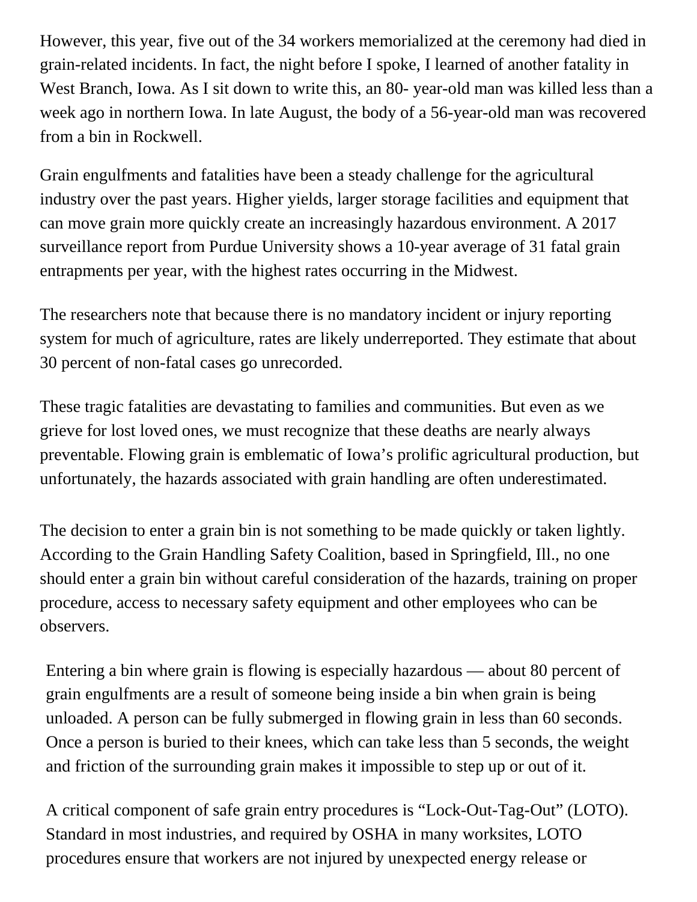However, this year, five out of the 34 workers memorialized at the ceremony had died in grain-related incidents. In fact, the night before I spoke, I learned of another fatality in West Branch, Iowa. As I sit down to write this, an 80- year-old man was killed less than a week ago in northern Iowa. In late August, the body of a 56-year-old man was recovered from a bin in Rockwell.

Grain engulfments and fatalities have been a steady challenge for the agricultural industry over the past years. Higher yields, larger storage facilities and equipment that can move grain more quickly create an increasingly hazardous environment. A 2017 surveillance report from Purdue University shows a 10-year average of 31 fatal grain entrapments per year, with the highest rates occurring in the Midwest.

The researchers note that because there is no mandatory incident or injury reporting system for much of agriculture, rates are likely underreported. They estimate that about 30 percent of non-fatal cases go unrecorded.

These tragic fatalities are devastating to families and communities. But even as we grieve for lost loved ones, we must recognize that these deaths are nearly always preventable. Flowing grain is emblematic of Iowa's prolific agricultural production, but unfortunately, the hazards associated with grain handling are often underestimated.

The decision to enter a grain bin is not something to be made quickly or taken lightly. According to the Grain Handling Safety Coalition, based in Springfield, Ill., no one should enter a grain bin without careful consideration of the hazards, training on proper procedure, access to necessary safety equipment and other employees who can be observers.

Entering a bin where grain is flowing is especially hazardous — about 80 percent of grain engulfments are a result of someone being inside a bin when grain is being unloaded. A person can be fully submerged in flowing grain in less than 60 seconds. Once a person is buried to their knees, which can take less than 5 seconds, the weight and friction of the surrounding grain makes it impossible to step up or out of it.

A critical component of safe grain entry procedures is "Lock-Out-Tag-Out" (LOTO). Standard in most industries, and required by OSHA in many worksites, LOTO procedures ensure that workers are not injured by unexpected energy release or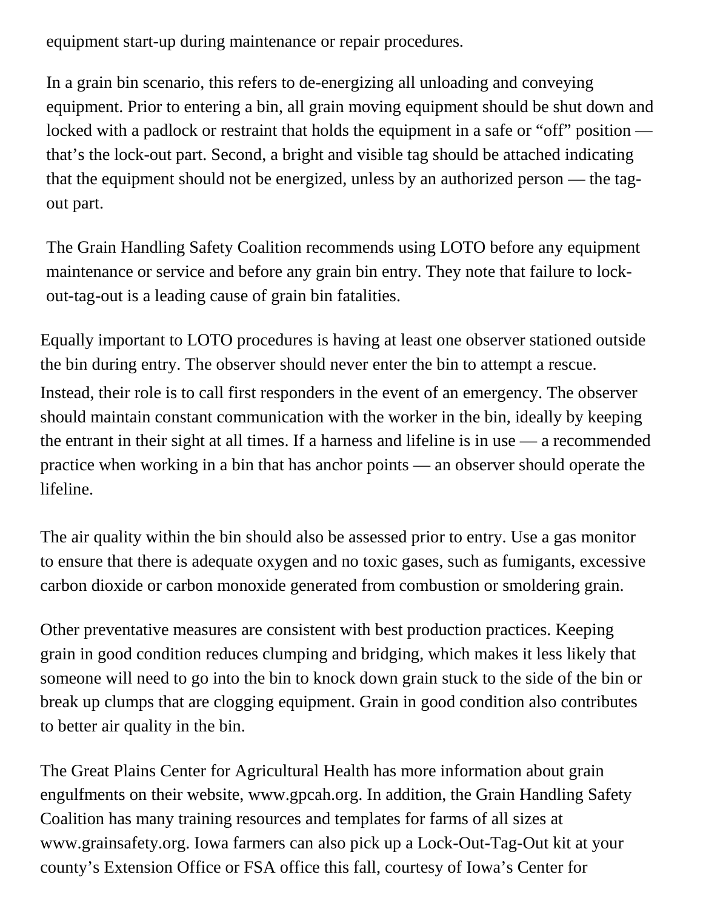equipment start-up during maintenance or repair procedures.

> In a grain bin scenario, this refers to de-energizing all unloading and conveying equipment. Prior to entering a bin, all grain moving equipment should be shut down and locked with a padlock or restraint that holds the equipment in a safe or "off" position — that's the lock-out part. Second, a bright and visible tag should be attached indicating that the equipment should not be energized, unless by an authorized person — the tag-out part.
>
> The Grain Handling Safety Coalition recommends using LOTO before any equipment maintenance or service and before any grain bin entry. They note that failure to lock-out-tag-out is a leading cause of grain bin fatalities.

Equally important to LOTO procedures is having at least one observer stationed outside the bin during entry. The observer should never enter the bin to attempt a rescue. Instead, their role is to call first responders in the event of an emergency. The observer should maintain constant communication with the worker in the bin, ideally by keeping the entrant in their sight at all times. If a harness and lifeline is in use — a recommended practice when working in a bin that has anchor points — an observer should operate the lifeline.

The air quality within the bin should also be assessed prior to entry. Use a gas monitor to ensure that there is adequate oxygen and no toxic gases, such as fumigants, excessive carbon dioxide or carbon monoxide generated from combustion or smoldering grain.

Other preventative measures are consistent with best production practices. Keeping grain in good condition reduces clumping and bridging, which makes it less likely that someone will need to go into the bin to knock down grain stuck to the side of the bin or break up clumps that are clogging equipment. Grain in good condition also contributes to better air quality in the bin.

The Great Plains Center for Agricultural Health has more information about grain engulfments on their website, www.gpcah.org. In addition, the Grain Handling Safety Coalition has many training resources and templates for farms of all sizes at www.grainsafety.org. Iowa farmers can also pick up a Lock-Out-Tag-Out kit at your county's Extension Office or FSA office this fall, courtesy of Iowa's Center for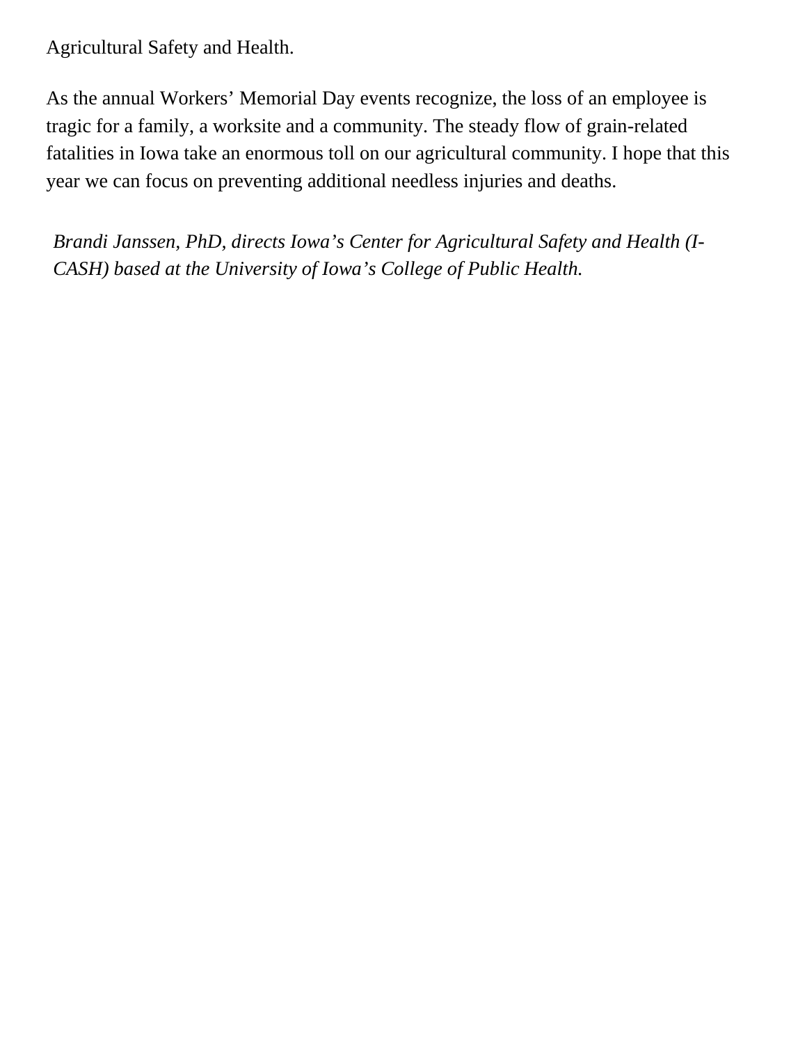Agricultural Safety and Health.

As the annual Workers' Memorial Day events recognize, the loss of an employee is tragic for a family, a worksite and a community. The steady flow of grain-related fatalities in Iowa take an enormous toll on our agricultural community. I hope that this year we can focus on preventing additional needless injuries and deaths.

*Brandi Janssen, PhD, directs Iowa's Center for Agricultural Safety and Health (I-CASH) based at the University of Iowa's College of Public Health.*